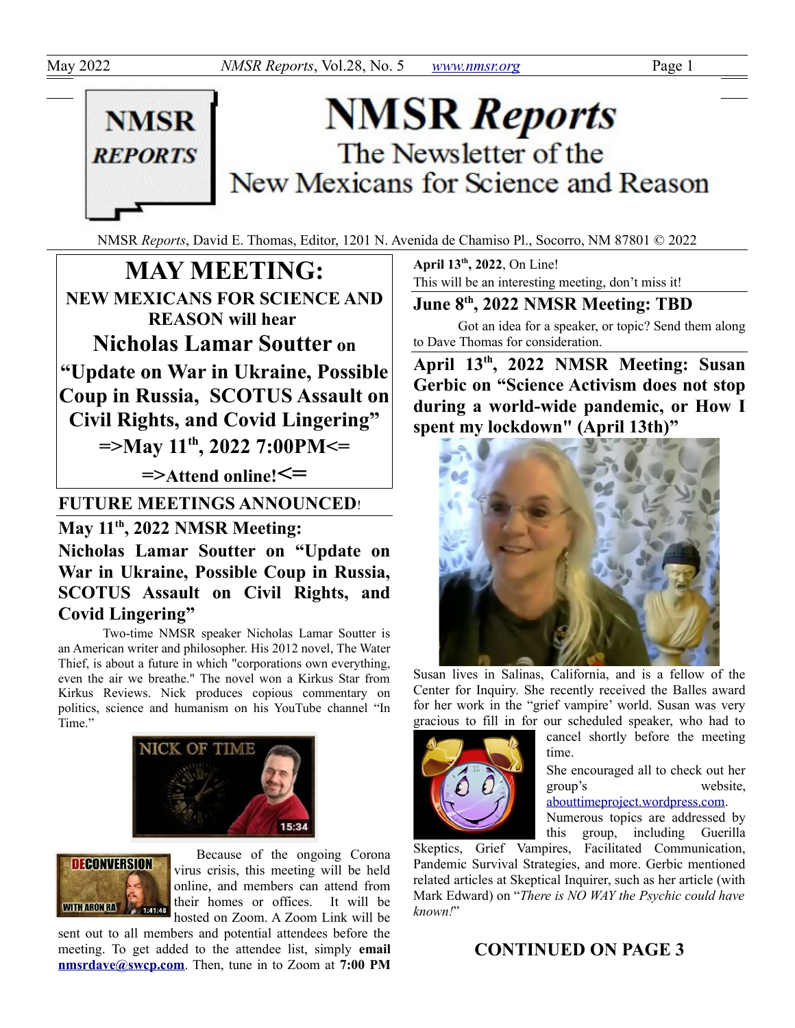# NMSR *Reports*

The Newsletter of the New Mexicans for Science and Reason

NMSR *Reports*, David E. Thomas, Editor, 1201 N. Avenida de Chamiso Pl., Socorro, NM 87801 © 2022

## MAY MEETING:

**NEW MEXICANS FOR SCIENCE AND REASON will hear**

**Nicholas Lamar Soutter on "Update on War in Ukraine, Possible Coup in Russia, SCOTUS Assault on Civil Rights, and Covid Lingering"**

**=>May 11th, 2022 7:00PM<=**

**=>Attend online!<=**

## FUTURE MEETINGS ANNOUNCED!

### May 11th, 2022 NMSR Meeting: Nicholas Lamar Soutter on "Update on War in Ukraine, Possible Coup in Russia, SCOTUS Assault on Civil Rights, and Covid Lingering"

Two-time NMSR speaker Nicholas Lamar Soutter is an American writer and philosopher. His 2012 novel, The Water Thief, is about a future in which "corporations own everything, even the air we breathe." The novel won a Kirkus Star from Kirkus Reviews. Nick produces copious commentary on politics, science and humanism on his YouTube channel "In Time."

Because of the ongoing Corona virus crisis, this meeting will be held online, and members can attend from their homes or offices. It will be hosted on Zoom. A Zoom Link will be sent out to all members and potential attendees before the meeting. To get added to the attendee list, simply **email nmsrdave@swcp.com**. Then, tune in to Zoom at **7:00 PM April 13th, 2022**, On Line!

This will be an interesting meeting, don't miss it!

### June 8th, 2022 NMSR Meeting: TBD

Got an idea for a speaker, or topic? Send them along to Dave Thomas for consideration.

### April 13th, 2022 NMSR Meeting: Susan Gerbic on "Science Activism does not stop during a world-wide pandemic, or How I spent my lockdown" (April 13th)"

Susan lives in Salinas, California, and is a fellow of the Center for Inquiry. She recently received the Balles award for her work in the "grief vampire' world. Susan was very gracious to fill in for our scheduled speaker, who had to cancel shortly before the meeting time.

She encouraged all to check out her group's website, aboutimeproject.wordpress.com. Numerous topics are addressed by this group, including Guerilla Skeptics, Grief Vampires, Facilitated Communication, Pandemic Survival Strategies, and more. Gerbic mentioned related articles at Skeptical Inquirer, such as her article (with Mark Edward) on "*There is NO WAY the Psychic could have known!*"

**CONTINUED ON PAGE 3**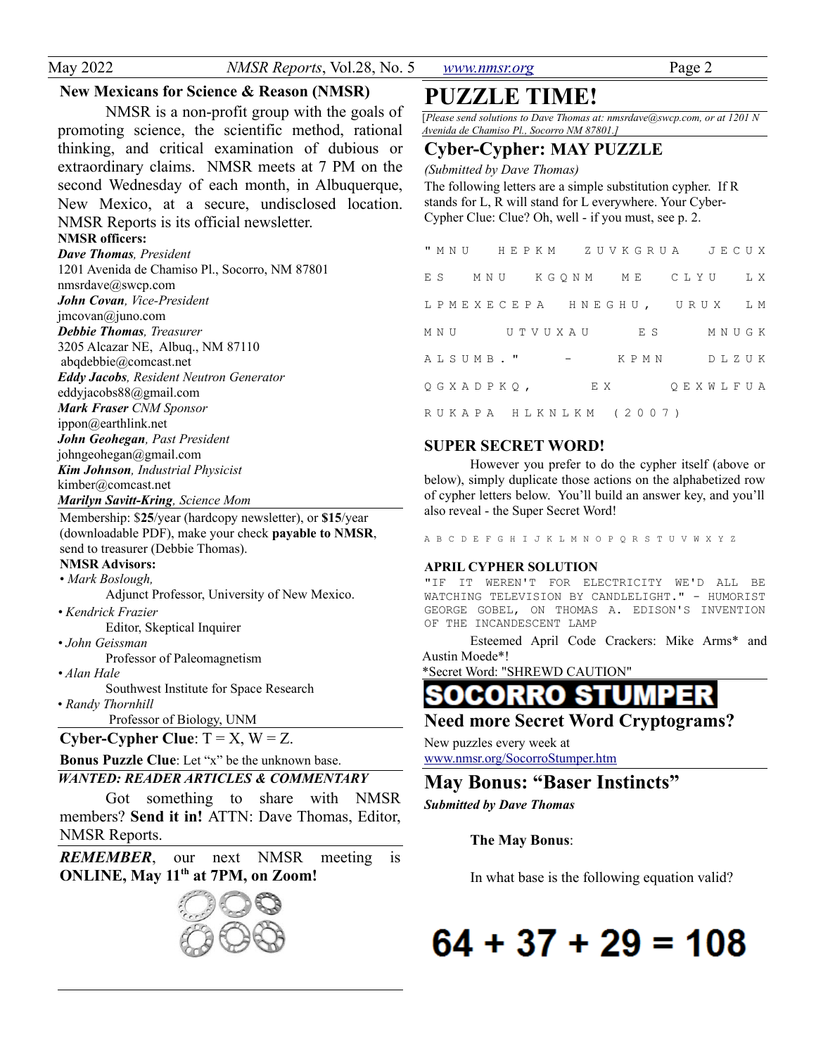## New Mexicans for Science & Reason (NMSR)

NMSR is a non-profit group with the goals of promoting science, the scientific method, rational thinking, and critical examination of dubious or extraordinary claims. NMSR meets at 7 PM on the second Wednesday of each month, in Albuquerque, New Mexico, at a secure, undisclosed location. NMSR Reports is its official newsletter.

**NMSR officers:**

***Dave Thomas**, President*
1201 Avenida de Chamiso Pl., Socorro, NM 87801
nmsrdave@swcp.com

***John Covan**, Vice-President*
jmcovan@juno.com

***Debbie Thomas**, Treasurer*
3205 Alcazar NE, Albuq., NM 87110
abqdebbie@comcast.net

***Eddy Jacobs**, Resident Neutron Generator*
eddyjacobs88@gmail.com

***Mark Fraser** CNM Sponsor*
ippon@earthlink.net

***John Geohegan**, Past President*
johngeohegan@gmail.com

***Kim Johnson**, Industrial Physicist*
kimber@comcast.net

***Marilyn Savitt-Kring**, Science Mom*

Membership: $**25**/year (hardcopy newsletter), or **$15**/year (downloadable PDF), make your check **payable to NMSR**, send to treasurer (Debbie Thomas).

**NMSR Advisors:**

- *Mark Boslough,* Adjunct Professor, University of New Mexico.
- *Kendrick Frazier* Editor, Skeptical Inquirer
- *John Geissman* Professor of Paleomagnetism
- *Alan Hale* Southwest Institute for Space Research
- *Randy Thornhill* Professor of Biology, UNM

**Cyber-Cypher Clue**: T = X, W = Z.

**Bonus Puzzle Clue**: Let "x" be the unknown base.

***WANTED: READER ARTICLES & COMMENTARY***

Got something to share with NMSR members? **Send it in!** ATTN: Dave Thomas, Editor, NMSR Reports.

***REMEMBER***, our next NMSR meeting is **ONLINE, May 11th at 7PM, on Zoom!**

# PUZZLE TIME!

[*Please send solutions to Dave Thomas at: nmsrdave@swcp.com, or at 1201 N Avenida de Chamiso Pl., Socorro NM 87801.]*

## Cyber-Cypher: MAY PUZZLE

*(Submitted by Dave Thomas)*

The following letters are a simple substitution cypher. If R stands for L, R will stand for L everywhere. Your Cyber-Cypher Clue: Clue? Oh, well - if you must, see p. 2.

```
"MNU HEPKM ZUVKGRUA JECUX
ES MNU KGQNM ME CLYU LX
LPMEXECEPA HNEGHU, URUX LM
MNU UTVUXAU ES MNUGK
ALSUMB." - KPMN DLZUK
QGXADPKQ, EX QEXWLFUA
RUKAPA HLKNLKM (2007)
```

### SUPER SECRET WORD!

However you prefer to do the cypher itself (above or below), simply duplicate those actions on the alphabetized row of cypher letters below. You'll build an answer key, and you'll also reveal - the Super Secret Word!

```
A B C D E F G H I J K L M N O P Q R S T U V W X Y Z
```

### APRIL CYPHER SOLUTION

```
"IF IT WEREN'T FOR ELECTRICITY WE'D ALL BE
WATCHING TELEVISION BY CANDLELIGHT." - HUMORIST
GEORGE GOBEL, ON THOMAS A. EDISON'S INVENTION
OF THE INCANDESCENT LAMP
```

Esteemed April Code Crackers: Mike Arms* and Austin Moede*!

*Secret Word: "SHREWD CAUTION"

# SOCORRO STUMPER

## Need more Secret Word Cryptograms?

New puzzles every week at
www.nmsr.org/SocorroStumper.htm

## May Bonus: "Baser Instincts"

***Submitted by Dave Thomas***

**The May Bonus**:

In what base is the following equation valid?

$$64 + 37 + 29 = 108$$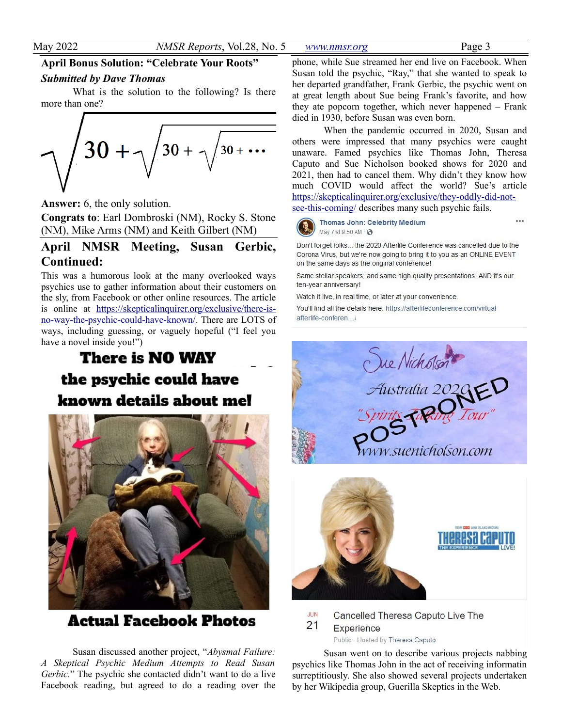## April Bonus Solution: "Celebrate Your Roots"

***Submitted by Dave Thomas***

What is the solution to the following? Is there more than one?

$$\sqrt{30 + \sqrt{30 + \sqrt{30 + \cdots}}}$$

**Answer:** 6, the only solution.

**Congrats to**: Earl Dombroski (NM), Rocky S. Stone (NM), Mike Arms (NM) and Keith Gilbert (NM)

## April NMSR Meeting, Susan Gerbic, Continued:

This was a humorous look at the many overlooked ways psychics use to gather information about their customers on the sly, from Facebook or other online resources. The article is online at https://skepticalinquirer.org/exclusive/there-is-no-way-the-psychic-could-have-known/. There are LOTS of ways, including guessing, or vaguely hopeful ("I feel you have a novel inside you!")

**There is NO WAY the psychic could have known details about me!**

**Actual Facebook Photos**

Susan discussed another project, "*Abysmal Failure: A Skeptical Psychic Medium Attempts to Read Susan Gerbic.*" The psychic she contacted didn't want to do a live Facebook reading, but agreed to do a reading over the phone, while Sue streamed her end live on Facebook. When Susan told the psychic, "Ray," that she wanted to speak to her departed grandfather, Frank Gerbic, the psychic went on at great length about Sue being Frank's favorite, and how they ate popcorn together, which never happened – Frank died in 1930, before Susan was even born.

When the pandemic occurred in 2020, Susan and others were impressed that many psychics were caught unaware. Famed psychics like Thomas John, Theresa Caputo and Sue Nicholson booked shows for 2020 and 2021, then had to cancel them. Why didn't they know how much COVID would affect the world? Sue's article https://skepticalinquirer.org/exclusive/they-oddly-did-not-see-this-coming/ describes many such psychic fails.

Thomas John: Celebrity Medium
May 7 at 9:50 AM

Don't forget folks... the 2020 Afterlife Conference was cancelled due to the Corona Virus, but we're now going to bring it to you as an ONLINE EVENT on the same days as the original conference!

Same stellar speakers, and same high quality presentations. AND it's our ten-year anniversary!

Watch it live, in real time, or later at your convenience.

You'll find all the details here: https://afterlifeconference.com/virtual-afterlife-conferen…/

Sue Nicholson
Australia 2020
"Spirits Talking Tour"
POSTPONED
www.suenicholson.com

THERESA CAPUTO THE EXPERIENCE LIVE!

JUN 21 Cancelled Theresa Caputo Live The Experience
Public · Hosted by Theresa Caputo

Susan went on to describe various projects nabbing psychics like Thomas John in the act of receiving informatin surreptitiously. She also showed several projects undertaken by her Wikipedia group, Guerilla Skeptics in the Web.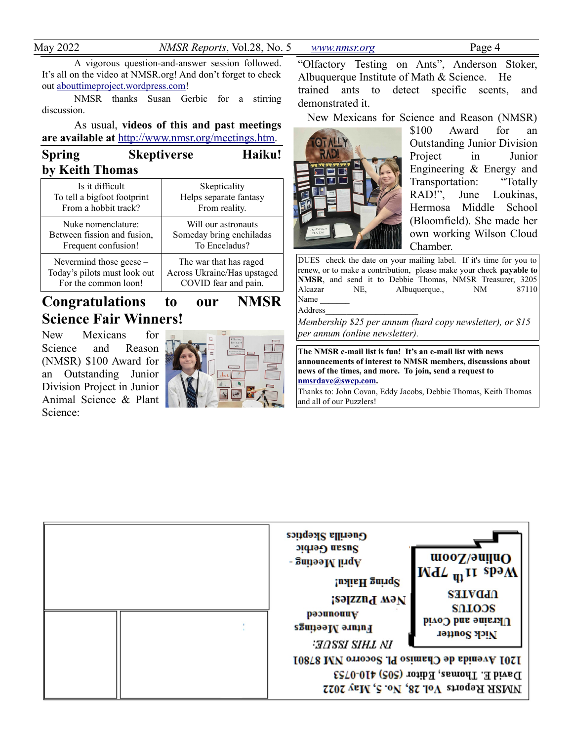A vigorous question-and-answer session followed. It's all on the video at NMSR.org! And don't forget to check out [abouttimeproject.wordpress.com](abouttimeproject.wordpress.com)!

NMSR thanks Susan Gerbic for a stirring discussion.

As usual, **videos of this and past meetings are available at** [http://www.nmsr.org/meetings.htm](http://www.nmsr.org/meetings.htm).

## Spring Skeptiverse Haiku! by Keith Thomas

| | |
|---|---|
| Is it difficult<br>To tell a bigfoot footprint<br>From a hobbit track? | Skepticality<br>Helps separate fantasy<br>From reality. |
| Nuke nomenclature:<br>Between fission and fusion,<br>Frequent confusion! | Will our astronauts<br>Someday bring enchiladas<br>To Enceladus? |
| Nevermind those geese –<br>Today's pilots must look out<br>For the common loon! | The war that has raged<br>Across Ukraine/Has upstaged<br>COVID fear and pain. |

## Congratulations to our NMSR Science Fair Winners!

New Mexicans for Science and Reason (NMSR) $100 Award for an Outstanding Junior Division Project in Junior Animal Science & Plant Science: "Olfactory Testing on Ants", Anderson Stoker, Albuquerque Institute of Math & Science. He trained ants to detect specific scents, and demonstrated it.

New Mexicans for Science and Reason (NMSR) $100 Award for an Outstanding Junior Division Project in Junior Engineering & Energy and Transportation: "Totally RAD!", June Loukinas, Hermosa Middle School (Bloomfield). She made her own working Wilson Cloud Chamber.

DUES check the date on your mailing label. If it's time for you to renew, or to make a contribution, please make your check **payable to NMSR**, and send it to Debbie Thomas, NMSR Treasurer, 3205 Alcazar NE, Albuquerque., NM 87110

Name _______

Address______________________

*Membership $25 per annum (hard copy newsletter), or $15 per annum (online newsletter).*

**The NMSR e-mail list is fun! It's an e-mail list with news announcements of interest to NMSR members, discussions about news of the times, and more. To join, send a request to [nmsrdave@swcp.com](mailto:nmsrdave@swcp.com).**

Thanks to: John Covan, Eddy Jacobs, Debbie Thomas, Keith Thomas and all of our Puzzlers!

NMSR Reports Vol. 28, No. 5, May 2022
David E. Thomas, Editor (505) 410-0753
1201 Avenida de Chamiso Pl. Socorro NM 87801

*IN THIS ISSUE:*

Future Meetings Announced
New Puzzles!
Spring Haiku!
April Meeting - Susan Gerbic Guerilla Skeptics

Nick Souter
Ukraine and Covid
SCOTUS
UPDATES
Weds 11th 7PM
Online/Zoom